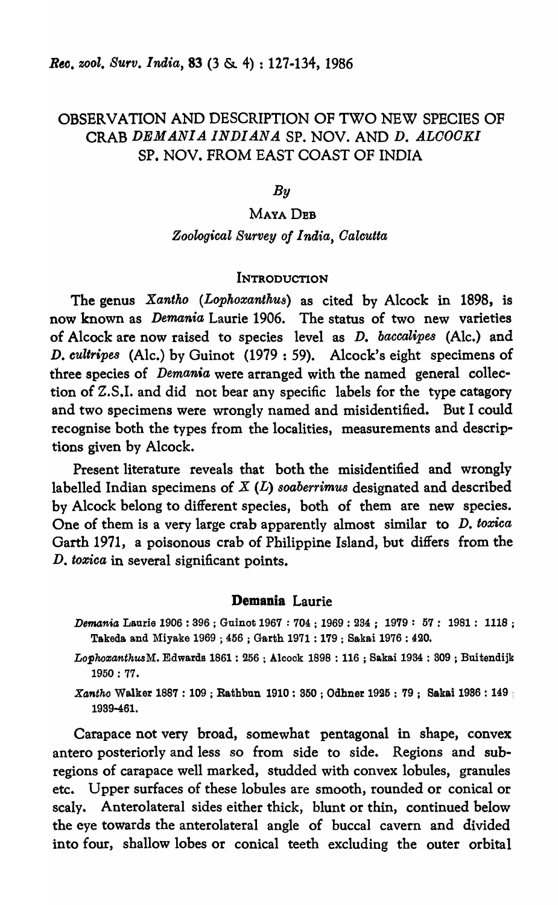# OBSERVATION AND DESCRIPTION OF TWO NEW SPECIES OF CRAB *DEMANIA INDIANA* SP. NOV. AND *D. ALCOCKI* SP. NOV. FROM EAST COAST OF INDIA

*By*

MAYA DEB

*Zoological Survey of India, Calcutta*

## INTRODUCTION

The genus *Xantho* (*Lophoxanthus*) as cited by Alcock in 1898, is now known as *Demania* Laurie 1906. The status of two new varieties of Alcock are now raised to species level as *D. baccalipes* (Alc.) and *D. cultripes* (Alc.) by Guinot (1979 : 59). Alcock's eight specimens of three species of *Demania* were arranged with the named general collection of Z.S.I. and did not bear any specific labels for the type catagory and two specimens were wrongly named and misidentified. But I could recognise both the types from the localities, measurements and descriptions given by Alcock.

Present literature reveals that both the misidentified and wrongly labelled Indian specimens of *X* (*L*) *soaberrimus* designated and described by Alcock belong to different species, both of them are new species. One of them is a very large crab apparently almost similar to *D. toxica* Garth 1971, a poisonous crab of Philippine Island, but differs from the *D. toxica* in several significant points.

### **Demania** Laurie

*Demania* Laurie 1906 : 396 ; Guinot 1967 : 704 ; 1969 : 234 ; 1979 : 57 : 1981 : 1118 ; Takeda and Miyake 1969 ; 456 ; Garth 1971 : 179 ; Sakai 1976 : 420.

*Lophoxanthus* M. Edwards 1861 : 256 ; Alcock 1898 : 116 ; Sakai 1934 : 309 ; Buitendijk 1950 : 77.

*Xantho* Walker 1887 : 109 ; Rathbun 1910 : 350 ; Odhner 1925 : 79 ; Sakai 1936 : 149 ; 1939-461.

Carapace not very broad, somewhat pentagonal in shape, convex antero posteriorly and less so from side to side. Regions and subregions of carapace well marked, studded with convex lobules, granules etc. Upper surfaces of these lobules are smooth, rounded or conical or scaly. Anterolateral sides either thick, blunt or thin, continued below the eye towards the anterolateral angle of buccal cavern and divided into four, shallow lobes or conical teeth excluding the outer orbital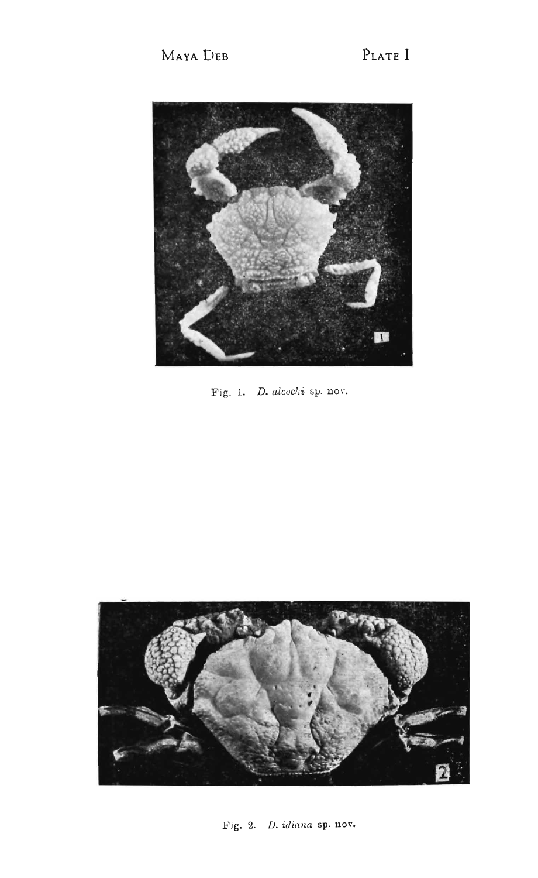PLATE I

Fig. 1. *D. alcocki* sp. nov.

Fig. 2. *D. idiana* sp. nov.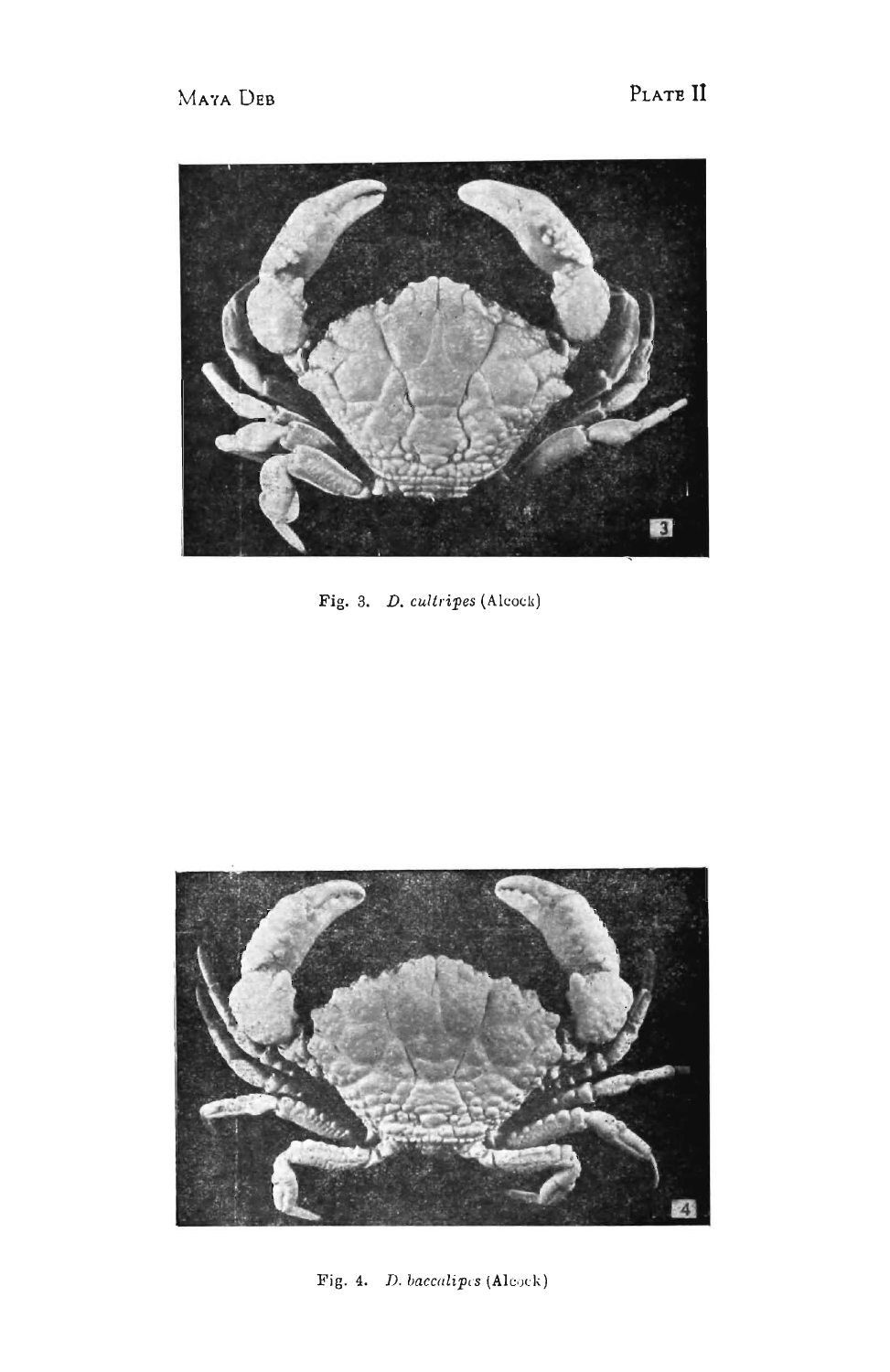Fig. 3. *D. cultripes* (Alcock)

Fig. 4. *D. baccalipes* (Alcock)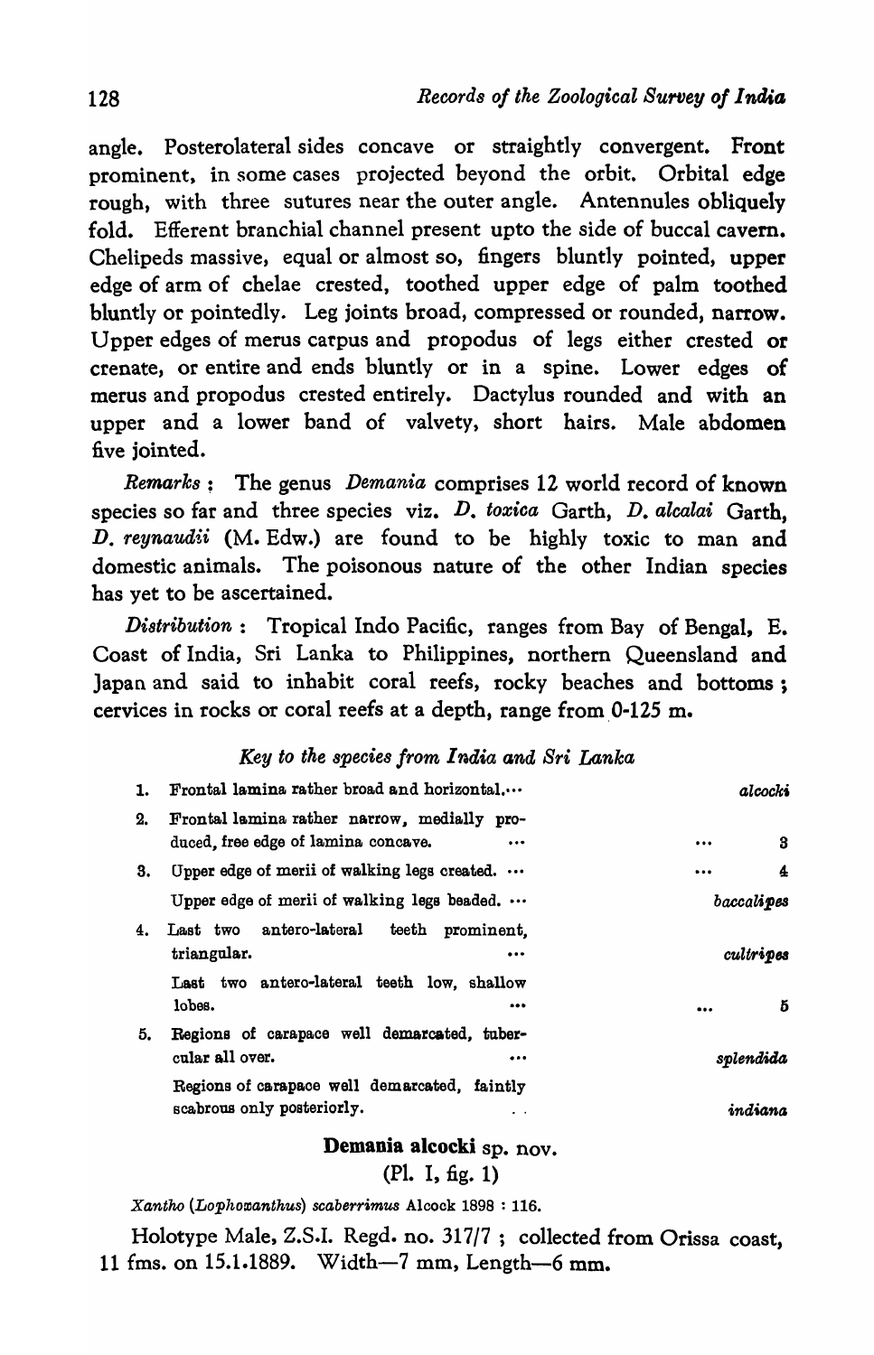angle. Posterolateral sides concave or straightly convergent. Front prominent, in some cases projected beyond the orbit. Orbital edge rough, with three sutures near the outer angle. Antennules obliquely fold. Efferent branchial channel present upto the side of buccal cavern. Chelipeds massive, equal or almost so, fingers bluntly pointed, upper edge of arm of chelae crested, toothed upper edge of palm toothed bluntly or pointedly. Leg joints broad, compressed or rounded, narrow. Upper edges of merus carpus and propodus of legs either crested or crenate, or entire and ends bluntly or in a spine. Lower edges of merus and propodus crested entirely. Dactylus rounded and with an upper and a lower band of valvety, short hairs. Male abdomen five jointed.

*Remarks* : The genus *Demania* comprises 12 world record of known species so far and three species viz. *D. toxica* Garth, *D. alcalai* Garth, *D. reynaudii* (M. Edw.) are found to be highly toxic to man and domestic animals. The poisonous nature of the other Indian species has yet to be ascertained.

*Distribution* : Tropical Indo Pacific, ranges from Bay of Bengal, E. Coast of India, Sri Lanka to Philippines, northern Queensland and Japan and said to inhabit coral reefs, rocky beaches and bottoms ; cervices in rocks or coral reefs at a depth, range from 0-125 m.

*Key to the species from India and Sri Lanka*

| | | |
|---|---|---|
| 1. | Frontal lamina rather broad and horizontal.... | *alcocki* |
| 2. | Frontal lamina rather narrow, medially produced, free edge of lamina concave. ... | ... 3 |
| 3. | Upper edge of merii of walking legs created. ... | ... 4 |
| | Upper edge of merii of walking legs beaded. ... | *baccalipes* |
| 4. | Last two antero-lateral teeth prominent, triangular. ... | *cultripes* |
| | Last two antero-lateral teeth low, shallow lobes. ... | ... 5 |
| 5. | Regions of carapace well demarcated, tubercular all over. ... | *splendida* |
| | Regions of carapace well demarcated, faintly scabrous only posteriorly. .. | *indiana* |

### **Demania alcocki** sp. nov.

(Pl. I, fig. 1)

*Xantho (Lophoxanthus) scaberrimus* Alcock 1898 : 116.

Holotype Male, Z.S.I. Regd. no. 317/7 ; collected from Orissa coast, 11 fms. on 15.1.1889. Width—7 mm, Length—6 mm.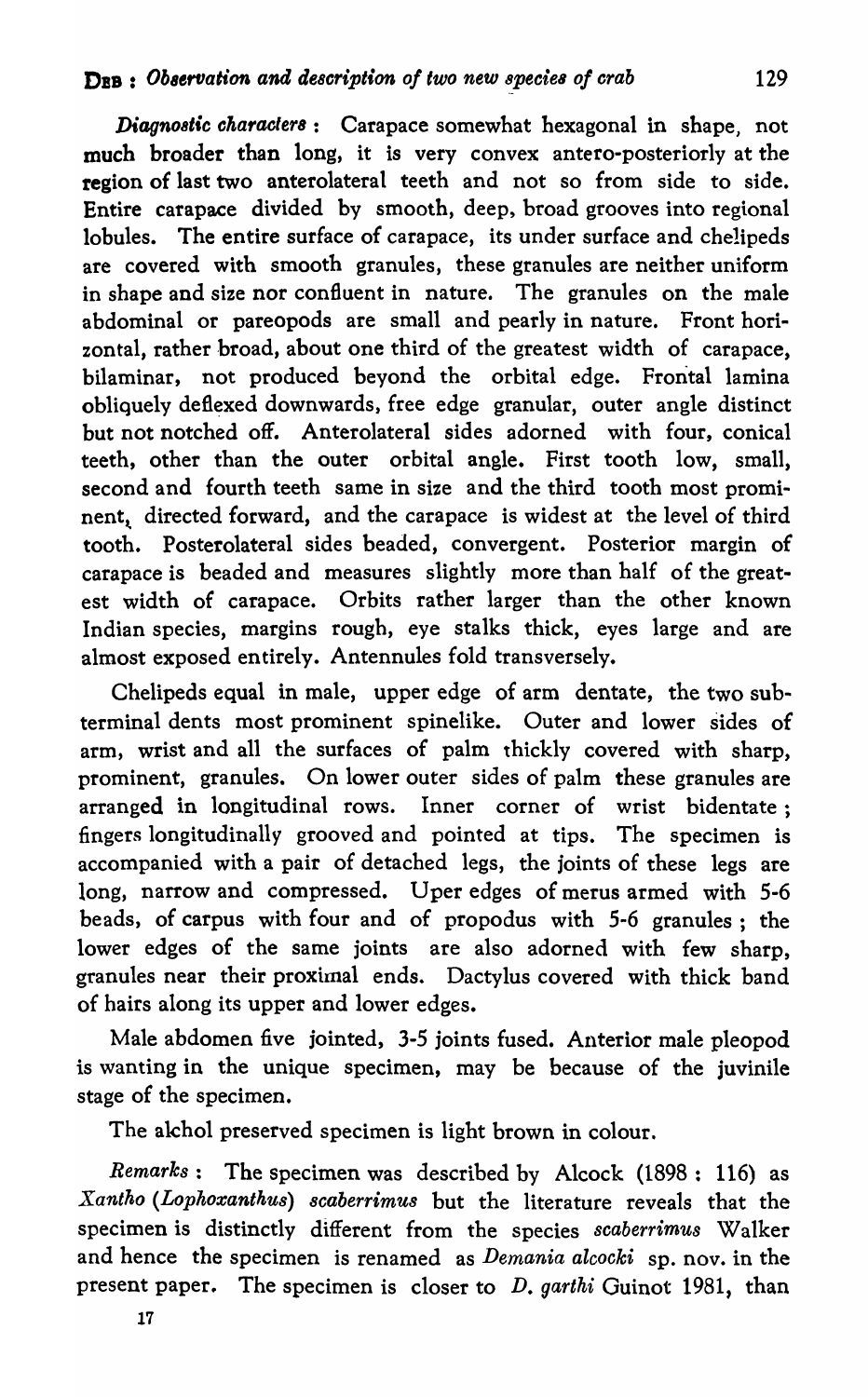*Diagnostic characters* : Carapace somewhat hexagonal in shape, not much broader than long, it is very convex antero-posteriorly at the region of last two anterolateral teeth and not so from side to side. Entire carapace divided by smooth, deep, broad grooves into regional lobules. The entire surface of carapace, its under surface and chelipeds are covered with smooth granules, these granules are neither uniform in shape and size nor confluent in nature. The granules on the male abdominal or pareopods are small and pearly in nature. Front horizontal, rather broad, about one third of the greatest width of carapace, bilaminar, not produced beyond the orbital edge. Frontal lamina obliquely deflexed downwards, free edge granular, outer angle distinct but not notched off. Anterolateral sides adorned with four, conical teeth, other than the outer orbital angle. First tooth low, small, second and fourth teeth same in size and the third tooth most prominent, directed forward, and the carapace is widest at the level of third tooth. Posterolateral sides beaded, convergent. Posterior margin of carapace is beaded and measures slightly more than half of the greatest width of carapace. Orbits rather larger than the other known Indian species, margins rough, eye stalks thick, eyes large and are almost exposed entirely. Antennules fold transversely.

Chelipeds equal in male, upper edge of arm dentate, the two subterminal dents most prominent spinelike. Outer and lower sides of arm, wrist and all the surfaces of palm thickly covered with sharp, prominent, granules. On lower outer sides of palm these granules are arranged in longitudinal rows. Inner corner of wrist bidentate ; fingers longitudinally grooved and pointed at tips. The specimen is accompanied with a pair of detached legs, the joints of these legs are long, narrow and compressed. Uper edges of merus armed with 5-6 beads, of carpus with four and of propodus with 5-6 granules ; the lower edges of the same joints are also adorned with few sharp, granules near their proximal ends. Dactylus covered with thick band of hairs along its upper and lower edges.

Male abdomen five jointed, 3-5 joints fused. Anterior male pleopod is wanting in the unique specimen, may be because of the juvinile stage of the specimen.

The alchol preserved specimen is light brown in colour.

*Remarks* : The specimen was described by Alcock (1898 : 116) as *Xantho* (*Lophoxanthus*) *scaberrimus* but the literature reveals that the specimen is distinctly different from the species *scaberrimus* Walker and hence the specimen is renamed as *Demania alcocki* sp. nov. in the present paper. The specimen is closer to *D. garthi* Guinot 1981, than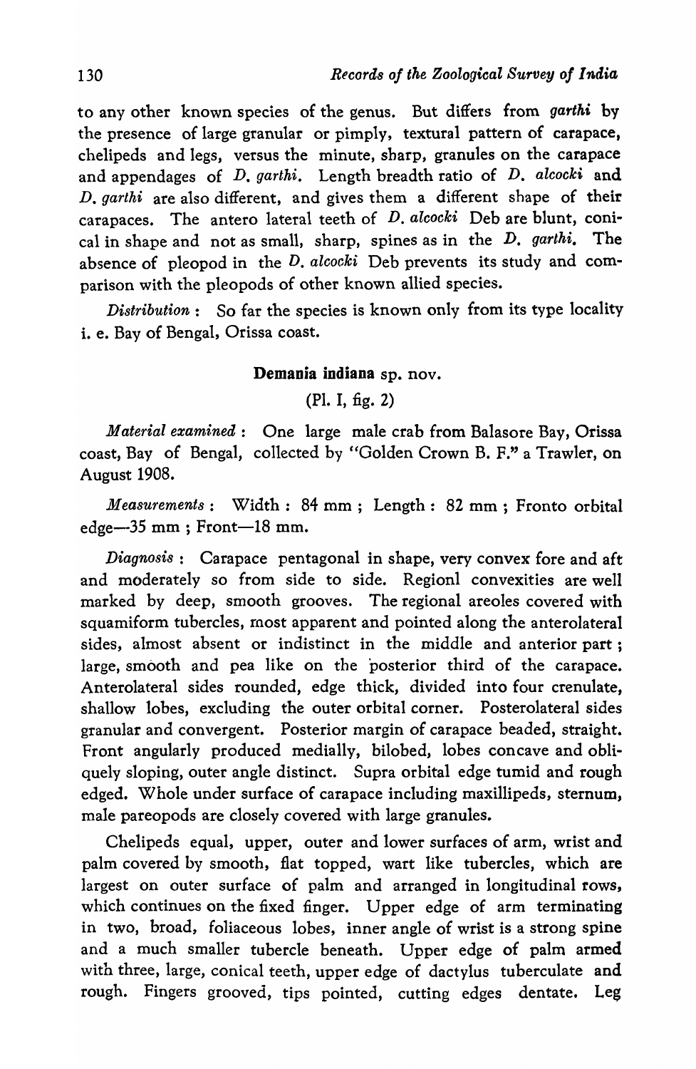to any other known species of the genus. But differs from *garthi* by the presence of large granular or pimply, textural pattern of carapace, chelipeds and legs, versus the minute, sharp, granules on the carapace and appendages of *D. garthi*. Length breadth ratio of *D. alcocki* and *D. garthi* are also different, and gives them a different shape of their carapaces. The antero lateral teeth of *D. alcocki* Deb are blunt, conical in shape and not as small, sharp, spines as in the *D. garthi*. The absence of pleopod in the *D. alcocki* Deb prevents its study and comparison with the pleopods of other known allied species.

*Distribution* : So far the species is known only from its type locality i. e. Bay of Bengal, Orissa coast.

### Demania indiana sp. nov.

(Pl. I, fig. 2)

*Material examined* : One large male crab from Balasore Bay, Orissa coast, Bay of Bengal, collected by "Golden Crown B. F." a Trawler, on August 1908.

*Measurements* : Width : 84 mm ; Length : 82 mm ; Fronto orbital edge—35 mm ; Front—18 mm.

*Diagnosis* : Carapace pentagonal in shape, very convex fore and aft and moderately so from side to side. Regionl convexities are well marked by deep, smooth grooves. The regional areoles covered with squamiform tubercles, most apparent and pointed along the anterolateral sides, almost absent or indistinct in the middle and anterior part ; large, smooth and pea like on the posterior third of the carapace. Anterolateral sides rounded, edge thick, divided into four crenulate, shallow lobes, excluding the outer orbital corner. Posterolateral sides granular and convergent. Posterior margin of carapace beaded, straight. Front angularly produced medially, bilobed, lobes concave and obliquely sloping, outer angle distinct. Supra orbital edge tumid and rough edged. Whole under surface of carapace including maxillipeds, sternum, male pareopods are closely covered with large granules.

Chelipeds equal, upper, outer and lower surfaces of arm, wrist and palm covered by smooth, flat topped, wart like tubercles, which are largest on outer surface of palm and arranged in longitudinal rows, which continues on the fixed finger. Upper edge of arm terminating in two, broad, foliaceous lobes, inner angle of wrist is a strong spine and a much smaller tubercle beneath. Upper edge of palm armed with three, large, conical teeth, upper edge of dactylus tuberculate and rough. Fingers grooved, tips pointed, cutting edges dentate. Leg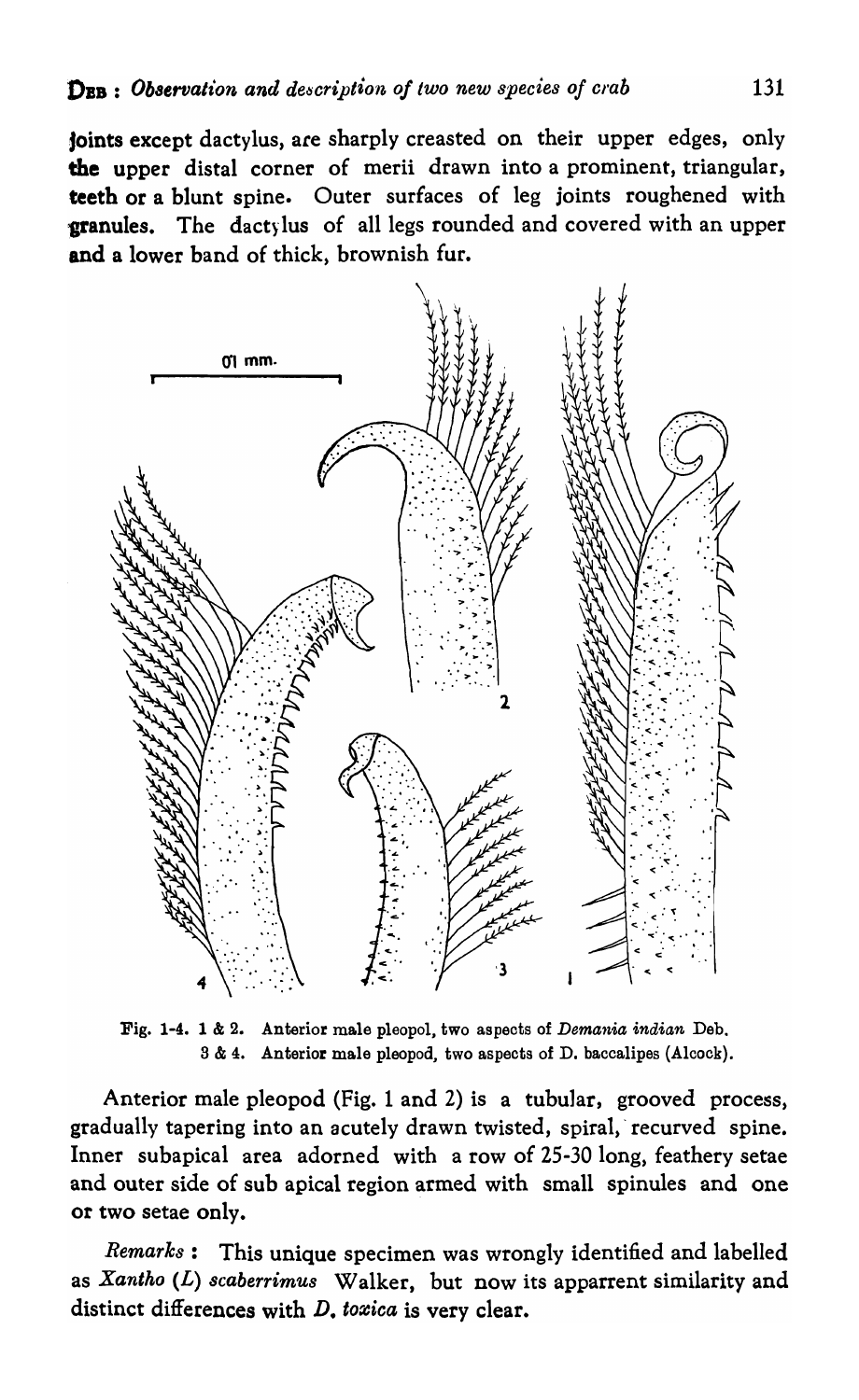joints except dactylus, are sharply creasted on their upper edges, only the upper distal corner of merii drawn into a prominent, triangular, teeth or a blunt spine. Outer surfaces of leg joints roughened with granules. The dactylus of all legs rounded and covered with an upper and a lower band of thick, brownish fur.

Fig. 1-4. 1 & 2. Anterior male pleopol, two aspects of *Demania indian* Deb.
3 & 4. Anterior male pleopod, two aspects of D. baccalipes (Alcock).

Anterior male pleopod (Fig. 1 and 2) is a tubular, grooved process, gradually tapering into an acutely drawn twisted, spiral, recurved spine. Inner subapical area adorned with a row of 25-30 long, feathery setae and outer side of sub apical region armed with small spinules and one or two setae only.

*Remarks* : This unique specimen was wrongly identified and labelled as *Xantho (L) scaberrimus* Walker, but now its apparrent similarity and distinct differences with *D. toxica* is very clear.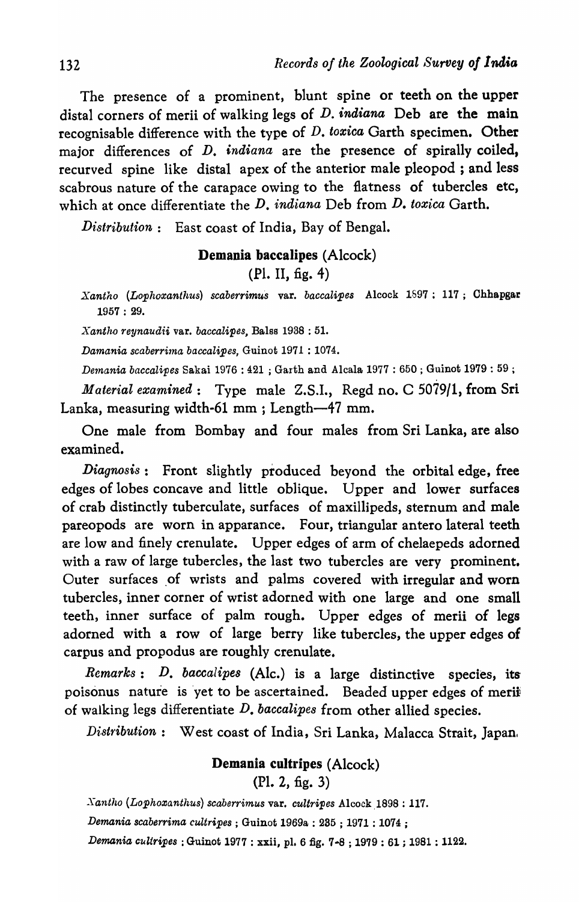The presence of a prominent, blunt spine or teeth on the upper distal corners of merii of walking legs of *D. indiana* Deb are the main recognisable difference with the type of *D. toxica* Garth specimen. Other major differences of *D. indiana* are the presence of spirally coiled, recurved spine like distal apex of the anterior male pleopod ; and less scabrous nature of the carapace owing to the flatness of tubercles etc, which at once differentiate the *D. indiana* Deb from *D. toxica* Garth.

*Distribution* : East coast of India, Bay of Bengal.

## Demania baccalipes (Alcock)

(Pl. II, fig. 4)

*Xantho (Lophoxanthus) scaberrimus* var. *baccalipes* Alcock 1897 : 117 ; Chhapgar 1957 : 29.

*Xantho reynaudii* var. *baccalipes*, Balss 1938 : 51.

*Damania scaberrima baccalipes*, Guinot 1971 : 1074.

*Demania baccalipes* Sakai 1976 : 421 ; Garth and Alcala 1977 : 650 ; Guinot 1979 : 59 ;

*Material examined* : Type male Z.S.I., Regd no. C 5079/1, from Sri Lanka, measuring width-61 mm ; Length—47 mm.

One male from Bombay and four males from Sri Lanka, are also examined.

*Diagnosis* : Front slightly produced beyond the orbital edge, free edges of lobes concave and little oblique. Upper and lower surfaces of crab distinctly tuberculate, surfaces of maxillipeds, sternum and male pareopods are worn in apparance. Four, triangular antero lateral teeth are low and finely crenulate. Upper edges of arm of chelaepeds adorned with a raw of large tubercles, the last two tubercles are very prominent. Outer surfaces of wrists and palms covered with irregular and worn tubercles, inner corner of wrist adorned with one large and one small teeth, inner surface of palm rough. Upper edges of merii of legs adorned with a row of large berry like tubercles, the upper edges of carpus and propodus are roughly crenulate.

*Remarks* : *D. baccalipes* (Alc.) is a large distinctive species, its poisonus nature is yet to be ascertained. Beaded upper edges of merii of walking legs differentiate *D. baccalipes* from other allied species.

*Distribution* : West coast of India, Sri Lanka, Malacca Strait, Japan.

## Demania cultripes (Alcock)

(Pl. 2, fig. 3)

*Xantho (Lophoxanthus) scaberrimus* var. *cultripes* Alcock 1898 : 117.

*Demania scaberrima cultripes* ; Guinot 1969a : 235 ; 1971 : 1074 ;

*Demania cultripes* ; Guinot 1977 : xxii, pl. 6 fig. 7-8 ; 1979 : 61 ; 1981 : 1122.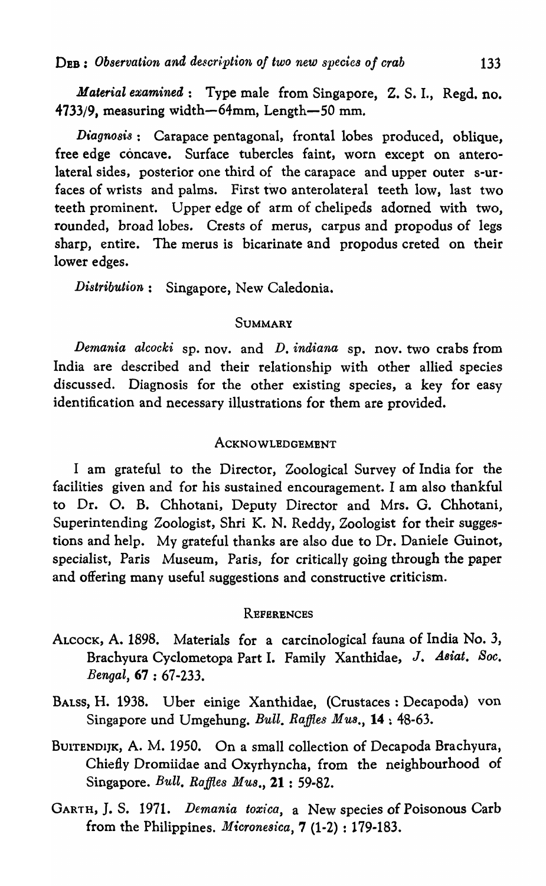*Material examined* : Type male from Singapore, Z. S. I., Regd. no. 4733/9, measuring width—64mm, Length—50 mm.

*Diagnosis* : Carapace pentagonal, frontal lobes produced, oblique, free edge concave. Surface tubercles faint, worn except on anterolateral sides, posterior one third of the carapace and upper outer s-urfaces of wrists and palms. First two anterolateral teeth low, last two teeth prominent. Upper edge of arm of chelipeds adorned with two, rounded, broad lobes. Crests of merus, carpus and propodus of legs sharp, entire. The merus is bicarinate and propodus creted on their lower edges.

*Distribution* : Singapore, New Caledonia.

## SUMMARY

*Demania alcocki* sp. nov. and *D. indiana* sp. nov. two crabs from India are described and their relationship with other allied species discussed. Diagnosis for the other existing species, a key for easy identification and necessary illustrations for them are provided.

## ACKNOWLEDGEMENT

I am grateful to the Director, Zoological Survey of India for the facilities given and for his sustained encouragement. I am also thankful to Dr. O. B. Chhotani, Deputy Director and Mrs. G. Chhotani, Superintending Zoologist, Shri K. N. Reddy, Zoologist for their suggestions and help. My grateful thanks are also due to Dr. Daniele Guinot, specialist, Paris Museum, Paris, for critically going through the paper and offering many useful suggestions and constructive criticism.

## REFERENCES

ALCOCK, A. 1898. Materials for a carcinological fauna of India No. 3, Brachyura Cyclometopa Part I. Family Xanthidae, *J. Asiat. Soc. Bengal*, **67** : 67-233.

BALSS, H. 1938. Uber einige Xanthidae, (Crustaces : Decapoda) von Singapore und Umgehung. *Bull. Raffles Mus.*, **14** : 48-63.

BUITENDIJK, A. M. 1950. On a small collection of Decapoda Brachyura, Chiefly Dromiidae and Oxyrhyncha, from the neighbourhood of Singapore. *Bull. Raffles Mus.*, **21** : 59-82.

GARTH, J. S. 1971. *Demania toxica*, a New species of Poisonous Carb from the Philippines. *Micronesica*, **7** (1-2) : 179-183.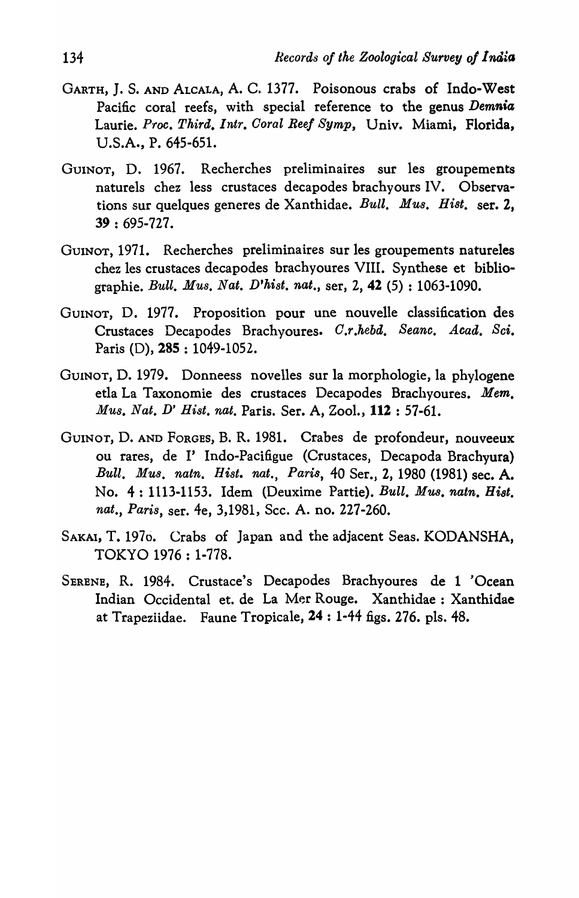GARTH, J. S. AND ALCALA, A. C. 1377. Poisonous crabs of Indo-West Pacific coral reefs, with special reference to the genus *Demnia* Laurie. *Proc. Third. Intr. Coral Reef Symp*, Univ. Miami, Florida, U.S.A., P. 645-651.

GUINOT, D. 1967. Recherches preliminaires sur les groupements naturels chez less crustaces decapodes brachyours IV. Observations sur quelques generes de Xanthidae. *Bull. Mus. Hist.* ser. 2, **39** : 695-727.

GUINOT, 1971. Recherches preliminaires sur les groupements natureles chez les crustaces decapodes brachyoures VIII. Synthese et bibliographie. *Bull. Mus. Nat. D'hist. nat.*, ser, 2, **42** (5) : 1063-1090.

GUINOT, D. 1977. Proposition pour une nouvelle classification des Crustaces Decapodes Brachyoures. *C.r.hebd. Seanc. Acad. Sci.* Paris (D), **285** : 1049-1052.

GUINOT, D. 1979. Donneess novelles sur la morphologie, la phylogene etla La Taxonomie des crustaces Decapodes Brachyoures. *Mem. Mus. Nat. D' Hist. nat.* Paris. Ser. A, Zool., **112** : 57-61.

GUINOT, D. AND FORGES, B. R. 1981. Crabes de profondeur, nouveeux ou rares, de I' Indo-Pacifigue (Crustaces, Decapoda Brachyura) *Bull. Mus. natn. Hist. nat., Paris*, 40 Ser., 2, 1980 (1981) sec. A. No. 4 : 1113-1153. Idem (Deuxime Partie). *Bull. Mus. natn. Hist. nat., Paris*, ser. 4e, 3,1981, Scc. A. no. 227-260.

SAKAI, T. 1976. Crabs of Japan and the adjacent Seas. KODANSHA, TOKYO 1976 : 1-778.

SERENE, R. 1984. Crustace's Decapodes Brachyoures de 1 'Ocean Indian Occidental et. de La Mer Rouge. Xanthidae : Xanthidae at Trapeziidae. Faune Tropicale, **24** : 1-44 figs. 276. pls. 48.